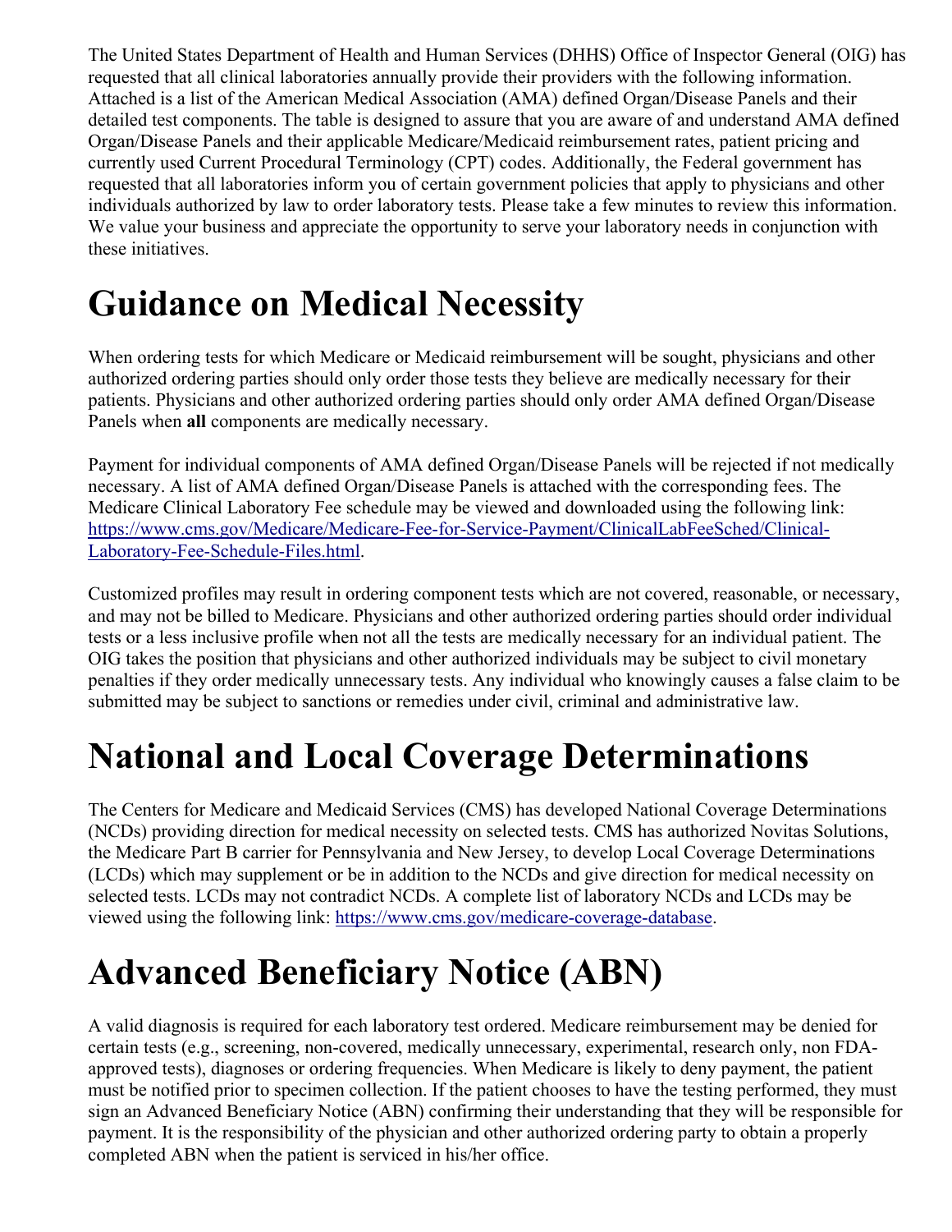The United States Department of Health and Human Services (DHHS) Office of Inspector General (OIG) has requested that all clinical laboratories annually provide their providers with the following information. Attached is a list of the American Medical Association (AMA) defined Organ/Disease Panels and their detailed test components. The table is designed to assure that you are aware of and understand AMA defined Organ/Disease Panels and their applicable Medicare/Medicaid reimbursement rates, patient pricing and currently used Current Procedural Terminology (CPT) codes. Additionally, the Federal government has requested that all laboratories inform you of certain government policies that apply to physicians and other individuals authorized by law to order laboratory tests. Please take a few minutes to review this information. We value your business and appreciate the opportunity to serve your laboratory needs in conjunction with these initiatives.

# Guidance on Medical Necessity

When ordering tests for which Medicare or Medicaid reimbursement will be sought, physicians and other authorized ordering parties should only order those tests they believe are medically necessary for their patients. Physicians and other authorized ordering parties should only order AMA defined Organ/Disease Panels when **all** components are medically necessary.

Payment for individual components of AMA defined Organ/Disease Panels will be rejected if not medically necessary. A list of AMA defined Organ/Disease Panels is attached with the corresponding fees. The Medicare Clinical Laboratory Fee schedule may be viewed and downloaded using the following link: [https://www.cms.gov/Medicare/Medicare-Fee-for-Service-Payment/ClinicalLabFeeSched/Clinical-Laboratory-Fee-Schedule-Files.html](https://www.cms.gov/Medicare/Medicare-Fee-for-Service-Payment/ClinicalLabFeeSched/Clinical-Laboratory-Fee-Schedule-Files.html).

Customized profiles may result in ordering component tests which are not covered, reasonable, or necessary, and may not be billed to Medicare. Physicians and other authorized ordering parties should order individual tests or a less inclusive profile when not all the tests are medically necessary for an individual patient. The OIG takes the position that physicians and other authorized individuals may be subject to civil monetary penalties if they order medically unnecessary tests. Any individual who knowingly causes a false claim to be submitted may be subject to sanctions or remedies under civil, criminal and administrative law.

# National and Local Coverage Determinations

The Centers for Medicare and Medicaid Services (CMS) has developed National Coverage Determinations (NCDs) providing direction for medical necessity on selected tests. CMS has authorized Novitas Solutions, the Medicare Part B carrier for Pennsylvania and New Jersey, to develop Local Coverage Determinations (LCDs) which may supplement or be in addition to the NCDs and give direction for medical necessity on selected tests. LCDs may not contradict NCDs. A complete list of laboratory NCDs and LCDs may be viewed using the following link: [https://www.cms.gov/medicare-coverage-database](https://www.cms.gov/medicare-coverage-database).

# Advanced Beneficiary Notice (ABN)

A valid diagnosis is required for each laboratory test ordered. Medicare reimbursement may be denied for certain tests (e.g., screening, non-covered, medically unnecessary, experimental, research only, non FDA-approved tests), diagnoses or ordering frequencies. When Medicare is likely to deny payment, the patient must be notified prior to specimen collection. If the patient chooses to have the testing performed, they must sign an Advanced Beneficiary Notice (ABN) confirming their understanding that they will be responsible for payment. It is the responsibility of the physician and other authorized ordering party to obtain a properly completed ABN when the patient is serviced in his/her office.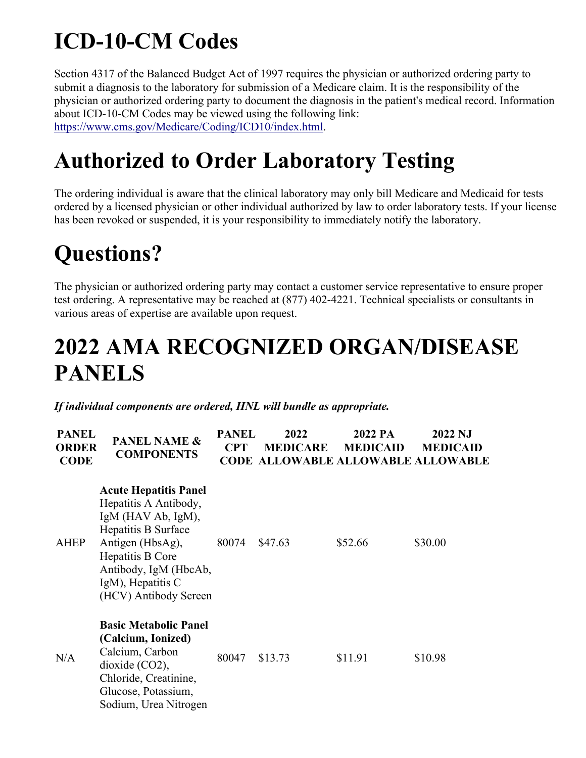# ICD-10-CM Codes

Section 4317 of the Balanced Budget Act of 1997 requires the physician or authorized ordering party to submit a diagnosis to the laboratory for submission of a Medicare claim. It is the responsibility of the physician or authorized ordering party to document the diagnosis in the patient's medical record. Information about ICD-10-CM Codes may be viewed using the following link: https://www.cms.gov/Medicare/Coding/ICD10/index.html.

# Authorized to Order Laboratory Testing

The ordering individual is aware that the clinical laboratory may only bill Medicare and Medicaid for tests ordered by a licensed physician or other individual authorized by law to order laboratory tests. If your license has been revoked or suspended, it is your responsibility to immediately notify the laboratory.

# Questions?

The physician or authorized ordering party may contact a customer service representative to ensure proper test ordering. A representative may be reached at (877) 402-4221. Technical specialists or consultants in various areas of expertise are available upon request.

# 2022 AMA RECOGNIZED ORGAN/DISEASE PANELS

***If individual components are ordered, HNL will bundle as appropriate.***

| PANEL ORDER CODE | PANEL NAME & COMPONENTS | PANEL CPT CODE | 2022 MEDICARE ALLOWABLE | 2022 PA MEDICAID ALLOWABLE | 2022 NJ MEDICAID ALLOWABLE |
|---|---|---|---|---|---|
| AHEP | **Acute Hepatitis Panel** Hepatitis A Antibody, IgM (HAV Ab, IgM), Hepatitis B Surface Antigen (HbsAg), Hepatitis B Core Antibody, IgM (HbcAb, IgM), Hepatitis C (HCV) Antibody Screen | 80074 | $47.63 | $52.66 | $30.00 |
| N/A | **Basic Metabolic Panel (Calcium, Ionized)** Calcium, Carbon dioxide (CO2), Chloride, Creatinine, Glucose, Potassium, Sodium, Urea Nitrogen | 80047 | $13.73 | $11.91 | $10.98 |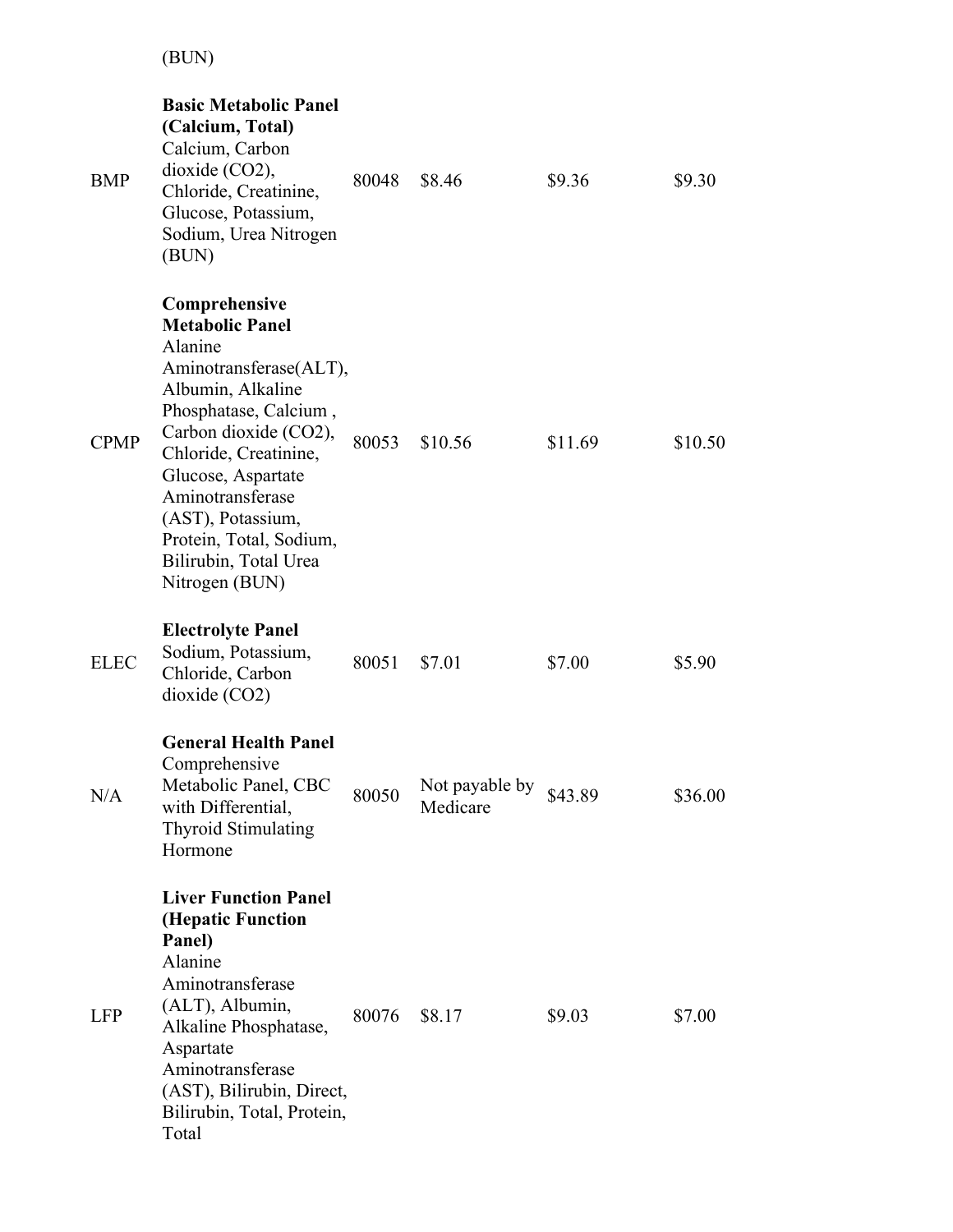| | | | | | |
|---|---|---|---|---|---|
| | (BUN) | | | | |
| BMP | **Basic Metabolic Panel (Calcium, Total)** Calcium, Carbon dioxide ($CO_2$), Chloride, Creatinine, Glucose, Potassium, Sodium, Urea Nitrogen (BUN) | 80048 | $8.46 | $9.36 | $9.30 |
| CPMP | **Comprehensive Metabolic Panel** Alanine Aminotransferase(ALT), Albumin, Alkaline Phosphatase, Calcium , Carbon dioxide ($CO_2$), Chloride, Creatinine, Glucose, Aspartate Aminotransferase (AST), Potassium, Protein, Total, Sodium, Bilirubin, Total Urea Nitrogen (BUN) | 80053 | $10.56 | $11.69 | $10.50 |
| ELEC | **Electrolyte Panel** Sodium, Potassium, Chloride, Carbon dioxide ($CO_2$) | 80051 | $7.01 | $7.00 | $5.90 |
| N/A | **General Health Panel** Comprehensive Metabolic Panel, CBC with Differential, Thyroid Stimulating Hormone | 80050 | Not payable by Medicare | $43.89 | $36.00 |
| LFP | **Liver Function Panel (Hepatic Function Panel)** Alanine Aminotransferase (ALT), Albumin, Alkaline Phosphatase, Aspartate Aminotransferase (AST), Bilirubin, Direct, Bilirubin, Total, Protein, Total | 80076 | $8.17 | $9.03 | $7.00 |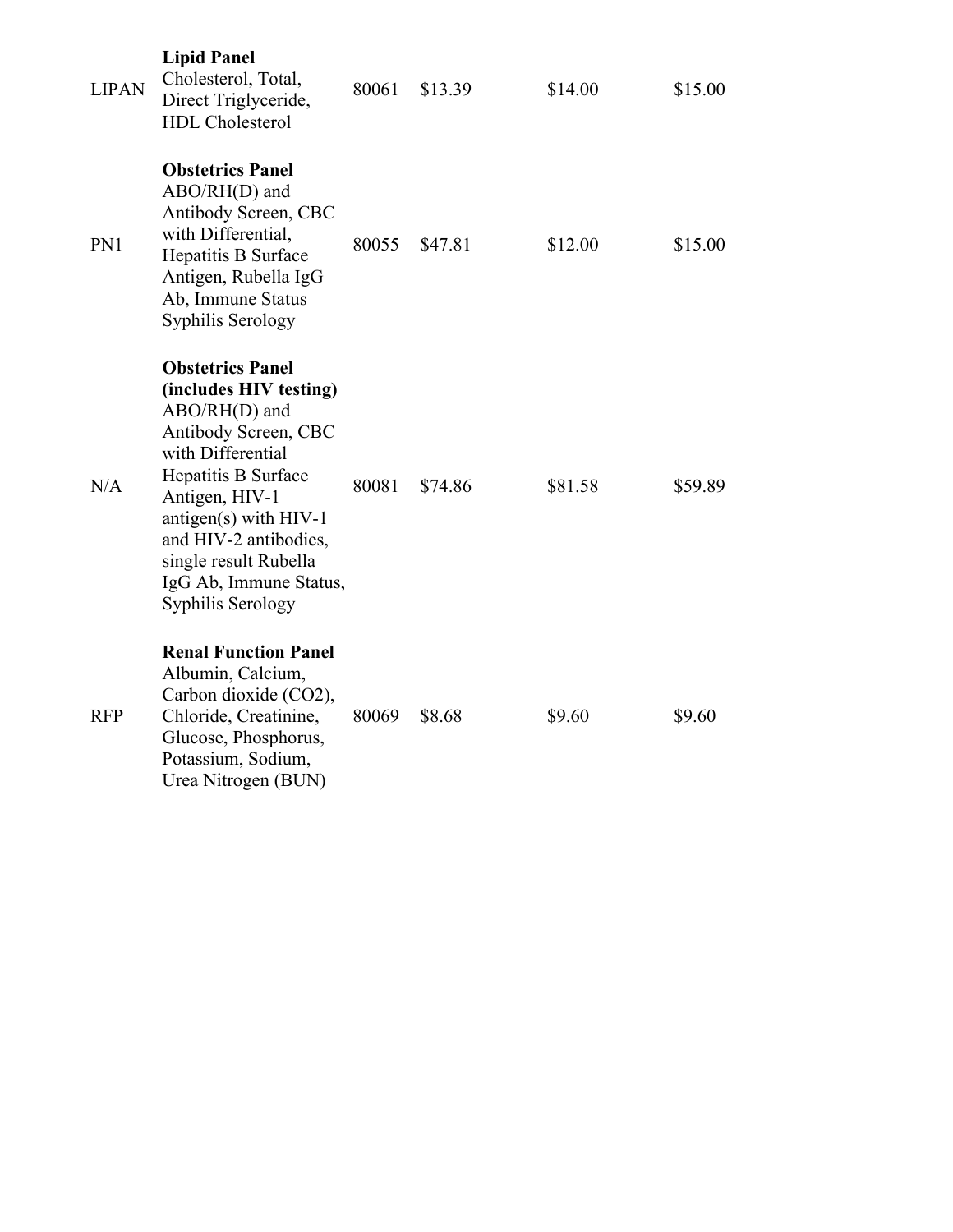| | | | | | |
|---|---|---|---|---|---|
| LIPAN | **Lipid Panel** Cholesterol, Total, Direct Triglyceride, HDL Cholesterol | 80061 | $13.39 | $14.00 | $15.00 |
| PN1 | **Obstetrics Panel** ABO/RH(D) and Antibody Screen, CBC with Differential, Hepatitis B Surface Antigen, Rubella IgG Ab, Immune Status Syphilis Serology | 80055 | $47.81 | $12.00 | $15.00 |
| N/A | **Obstetrics Panel (includes HIV testing)** ABO/RH(D) and Antibody Screen, CBC with Differential Hepatitis B Surface Antigen, HIV-1 antigen(s) with HIV-1 and HIV-2 antibodies, single result Rubella IgG Ab, Immune Status, Syphilis Serology | 80081 | $74.86 | $81.58 | $59.89 |
| RFP | **Renal Function Panel** Albumin, Calcium, Carbon dioxide (CO2), Chloride, Creatinine, Glucose, Phosphorus, Potassium, Sodium, Urea Nitrogen (BUN) | 80069 | $8.68 | $9.60 | $9.60 |